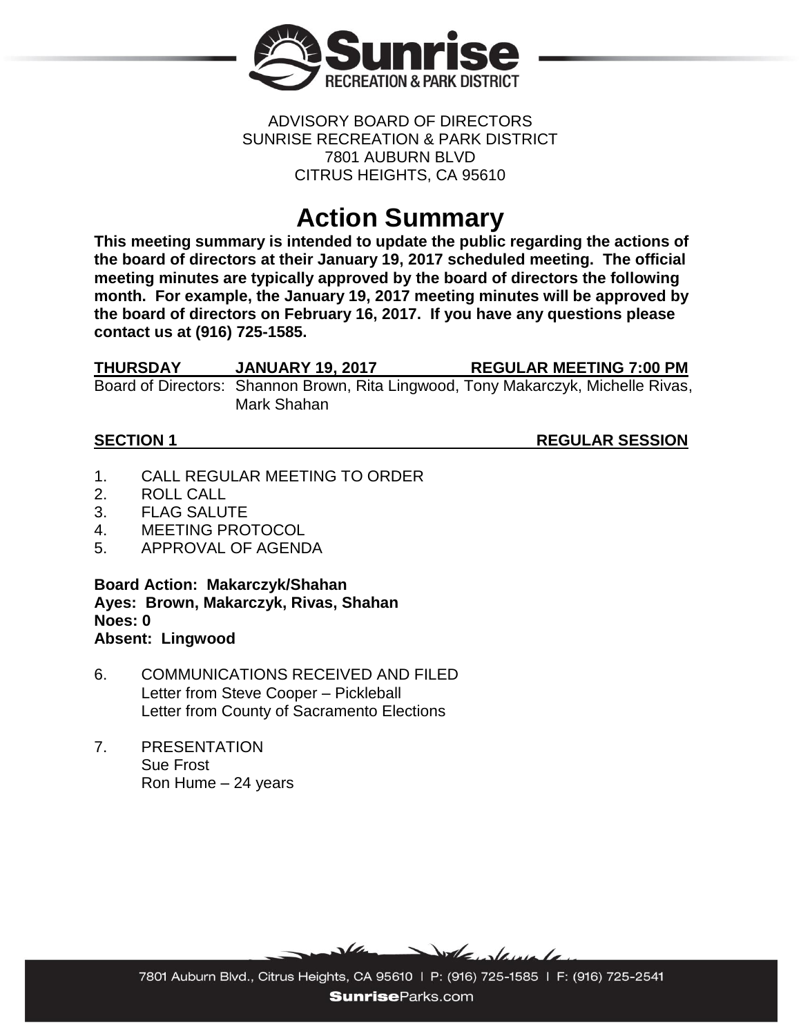ADVISORY BOARD OF DIRECTORS
SUNRISE RECREATION & PARK DISTRICT
7801 AUBURN BLVD
CITRUS HEIGHTS, CA 95610

# Action Summary

**This meeting summary is intended to update the public regarding the actions of the board of directors at their January 19, 2017 scheduled meeting. The official meeting minutes are typically approved by the board of directors the following month. For example, the January 19, 2017 meeting minutes will be approved by the board of directors on February 16, 2017. If you have any questions please contact us at (916) 725-1585.**

**THURSDAY JANUARY 19, 2017 REGULAR MEETING 7:00 PM**

Board of Directors: Shannon Brown, Rita Lingwood, Tony Makarczyk, Michelle Rivas, Mark Shahan

**SECTION 1 REGULAR SESSION**

1. CALL REGULAR MEETING TO ORDER
2. ROLL CALL
3. FLAG SALUTE
4. MEETING PROTOCOL
5. APPROVAL OF AGENDA

**Board Action: Makarczyk/Shahan**
**Ayes: Brown, Makarczyk, Rivas, Shahan**
**Noes: 0**
**Absent: Lingwood**

6. COMMUNICATIONS RECEIVED AND FILED
   Letter from Steve Cooper – Pickleball
   Letter from County of Sacramento Elections

7. PRESENTATION
   Sue Frost
   Ron Hume – 24 years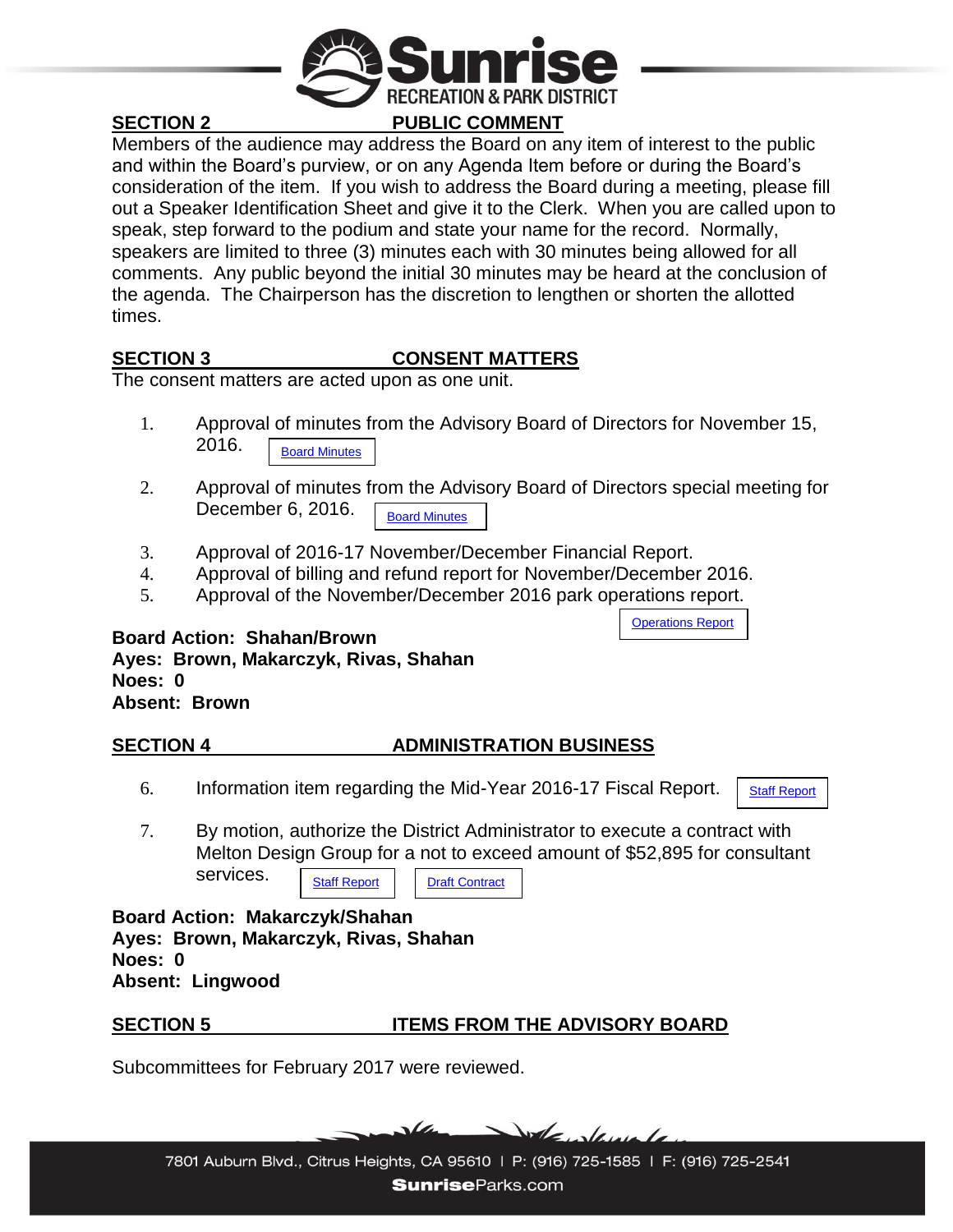## SECTION 2 PUBLIC COMMENT

Members of the audience may address the Board on any item of interest to the public and within the Board's purview, or on any Agenda Item before or during the Board's consideration of the item. If you wish to address the Board during a meeting, please fill out a Speaker Identification Sheet and give it to the Clerk. When you are called upon to speak, step forward to the podium and state your name for the record. Normally, speakers are limited to three (3) minutes each with 30 minutes being allowed for all comments. Any public beyond the initial 30 minutes may be heard at the conclusion of the agenda. The Chairperson has the discretion to lengthen or shorten the allotted times.

## SECTION 3 CONSENT MATTERS

The consent matters are acted upon as one unit.

1. Approval of minutes from the Advisory Board of Directors for November 15, 2016. Board Minutes
2. Approval of minutes from the Advisory Board of Directors special meeting for December 6, 2016. Board Minutes
3. Approval of 2016-17 November/December Financial Report.
4. Approval of billing and refund report for November/December 2016.
5. Approval of the November/December 2016 park operations report. Operations Report

**Board Action: Shahan/Brown**
**Ayes: Brown, Makarczyk, Rivas, Shahan**
**Noes: 0**
**Absent: Brown**

## SECTION 4 ADMINISTRATION BUSINESS

6. Information item regarding the Mid-Year 2016-17 Fiscal Report. Staff Report
7. By motion, authorize the District Administrator to execute a contract with Melton Design Group for a not to exceed amount of $52,895 for consultant services. Staff Report Draft Contract

**Board Action: Makarczyk/Shahan**
**Ayes: Brown, Makarczyk, Rivas, Shahan**
**Noes: 0**
**Absent: Lingwood**

## SECTION 5 ITEMS FROM THE ADVISORY BOARD

Subcommittees for February 2017 were reviewed.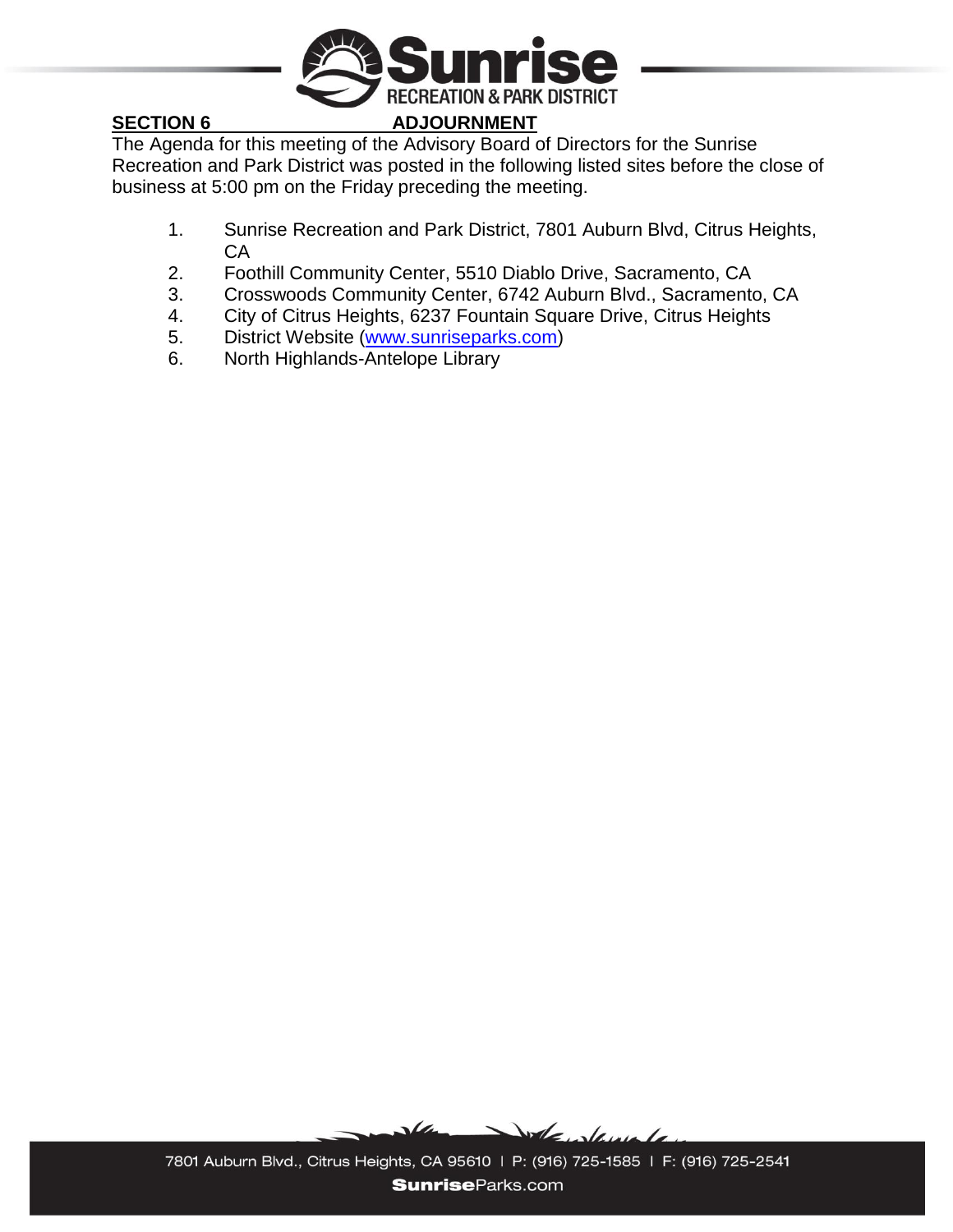**SECTION 6 ADJOURNMENT**

The Agenda for this meeting of the Advisory Board of Directors for the Sunrise Recreation and Park District was posted in the following listed sites before the close of business at 5:00 pm on the Friday preceding the meeting.

1. Sunrise Recreation and Park District, 7801 Auburn Blvd, Citrus Heights, CA
2. Foothill Community Center, 5510 Diablo Drive, Sacramento, CA
3. Crosswoods Community Center, 6742 Auburn Blvd., Sacramento, CA
4. City of Citrus Heights, 6237 Fountain Square Drive, Citrus Heights
5. District Website (www.sunriseparks.com)
6. North Highlands-Antelope Library